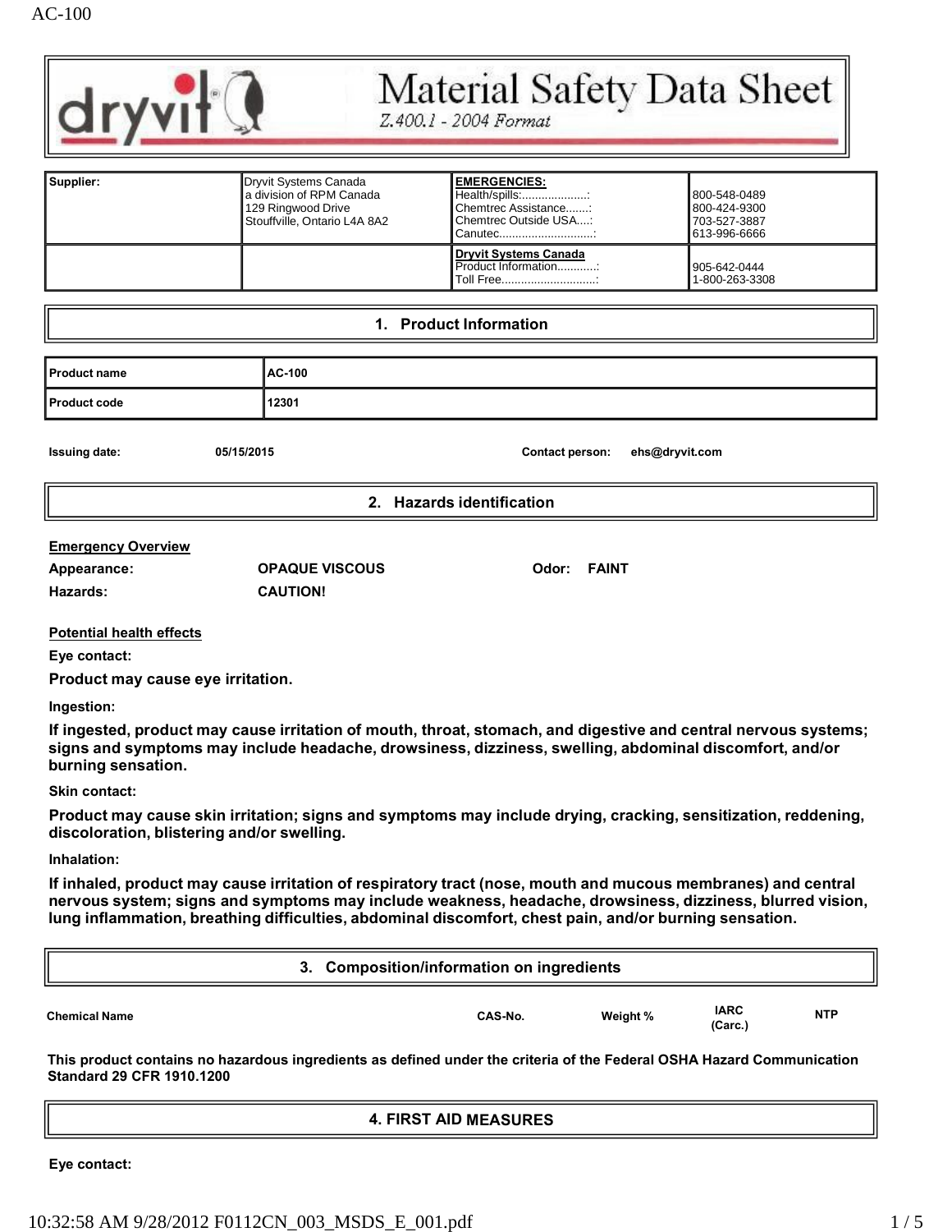# Material Safety Data Sheet

*Z.400.1 - 2004 Format*

| Supplier: | Dryvit Systems Canada<br>a division of RPM Canada<br>129 Ringwood Drive<br>Stouffville, Ontario L4A 8A2 | **EMERGENCIES:**<br>Health/spills:....................:<br>Chemtrec Assistance.......:<br>Chemtrec Outside USA....:<br>Canutec.............................: | 800-548-0489<br>800-424-9300<br>703-527-3887<br>613-996-6666 |
|---|---|---|---|
| | | **Dryvit Systems Canada**<br>Product Information............:<br>Toll Free.............................: | 905-642-0444<br>1-800-263-3308 |

## 1. Product Information

| Product name | AC-100 |
|---|---|
| Product code | 12301 |

**Issuing date:** 05/15/2015 **Contact person:** ehs@dryvit.com

## 2. Hazards identification

**Emergency Overview**

**Appearance:** OPAQUE VISCOUS **Odor:** FAINT

**Hazards:** CAUTION!

**Potential health effects**

**Eye contact:**

**Product may cause eye irritation.**

**Ingestion:**

**If ingested, product may cause irritation of mouth, throat, stomach, and digestive and central nervous systems; signs and symptoms may include headache, drowsiness, dizziness, swelling, abdominal discomfort, and/or burning sensation.**

**Skin contact:**

**Product may cause skin irritation; signs and symptoms may include drying, cracking, sensitization, reddening, discoloration, blistering and/or swelling.**

**Inhalation:**

**If inhaled, product may cause irritation of respiratory tract (nose, mouth and mucous membranes) and central nervous system; signs and symptoms may include weakness, headache, drowsiness, dizziness, blurred vision, lung inflammation, breathing difficulties, abdominal discomfort, chest pain, and/or burning sensation.**

## 3. Composition/information on ingredients

| Chemical Name | CAS-No. | Weight % | IARC (Carc.) | NTP |
|---|---|---|---|---|

**This product contains no hazardous ingredients as defined under the criteria of the Federal OSHA Hazard Communication Standard 29 CFR 1910.1200**

## 4. FIRST AID MEASURES

**Eye contact:**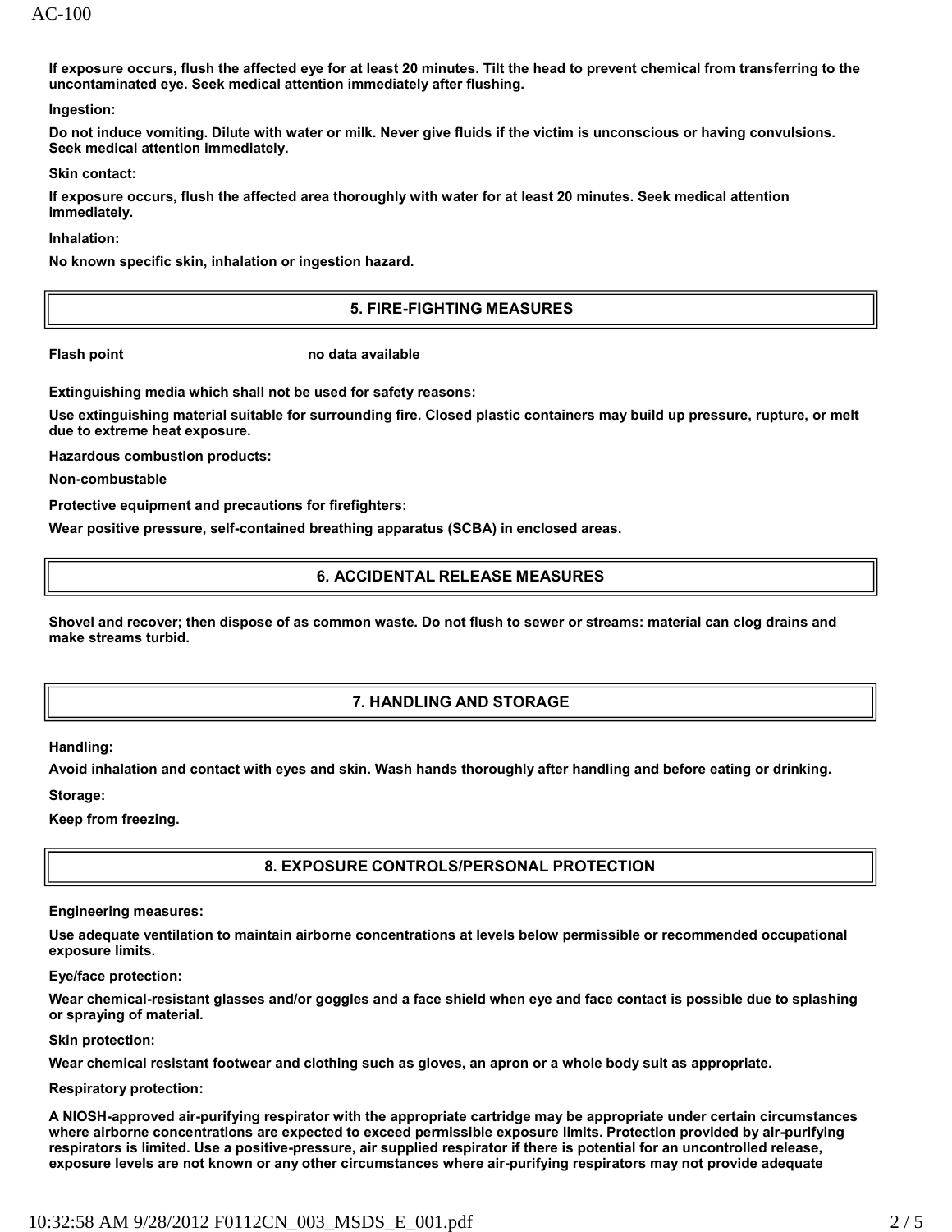If exposure occurs, flush the affected eye for at least 20 minutes. Tilt the head to prevent chemical from transferring to the uncontaminated eye. Seek medical attention immediately after flushing.

**Ingestion:**

Do not induce vomiting. Dilute with water or milk. Never give fluids if the victim is unconscious or having convulsions. Seek medical attention immediately.

**Skin contact:**

If exposure occurs, flush the affected area thoroughly with water for at least 20 minutes. Seek medical attention immediately.

**Inhalation:**

No known specific skin, inhalation or ingestion hazard.

## 5. FIRE-FIGHTING MEASURES

**Flash point** no data available

**Extinguishing media which shall not be used for safety reasons:**

Use extinguishing material suitable for surrounding fire. Closed plastic containers may build up pressure, rupture, or melt due to extreme heat exposure.

**Hazardous combustion products:**

Non-combustable

**Protective equipment and precautions for firefighters:**

Wear positive pressure, self-contained breathing apparatus (SCBA) in enclosed areas.

## 6. ACCIDENTAL RELEASE MEASURES

Shovel and recover; then dispose of as common waste. Do not flush to sewer or streams: material can clog drains and make streams turbid.

## 7. HANDLING AND STORAGE

**Handling:**

Avoid inhalation and contact with eyes and skin. Wash hands thoroughly after handling and before eating or drinking.

**Storage:**

Keep from freezing.

## 8. EXPOSURE CONTROLS/PERSONAL PROTECTION

**Engineering measures:**

Use adequate ventilation to maintain airborne concentrations at levels below permissible or recommended occupational exposure limits.

**Eye/face protection:**

Wear chemical-resistant glasses and/or goggles and a face shield when eye and face contact is possible due to splashing or spraying of material.

**Skin protection:**

Wear chemical resistant footwear and clothing such as gloves, an apron or a whole body suit as appropriate.

**Respiratory protection:**

A NIOSH-approved air-purifying respirator with the appropriate cartridge may be appropriate under certain circumstances where airborne concentrations are expected to exceed permissible exposure limits. Protection provided by air-purifying respirators is limited. Use a positive-pressure, air supplied respirator if there is potential for an uncontrolled release, exposure levels are not known or any other circumstances where air-purifying respirators may not provide adequate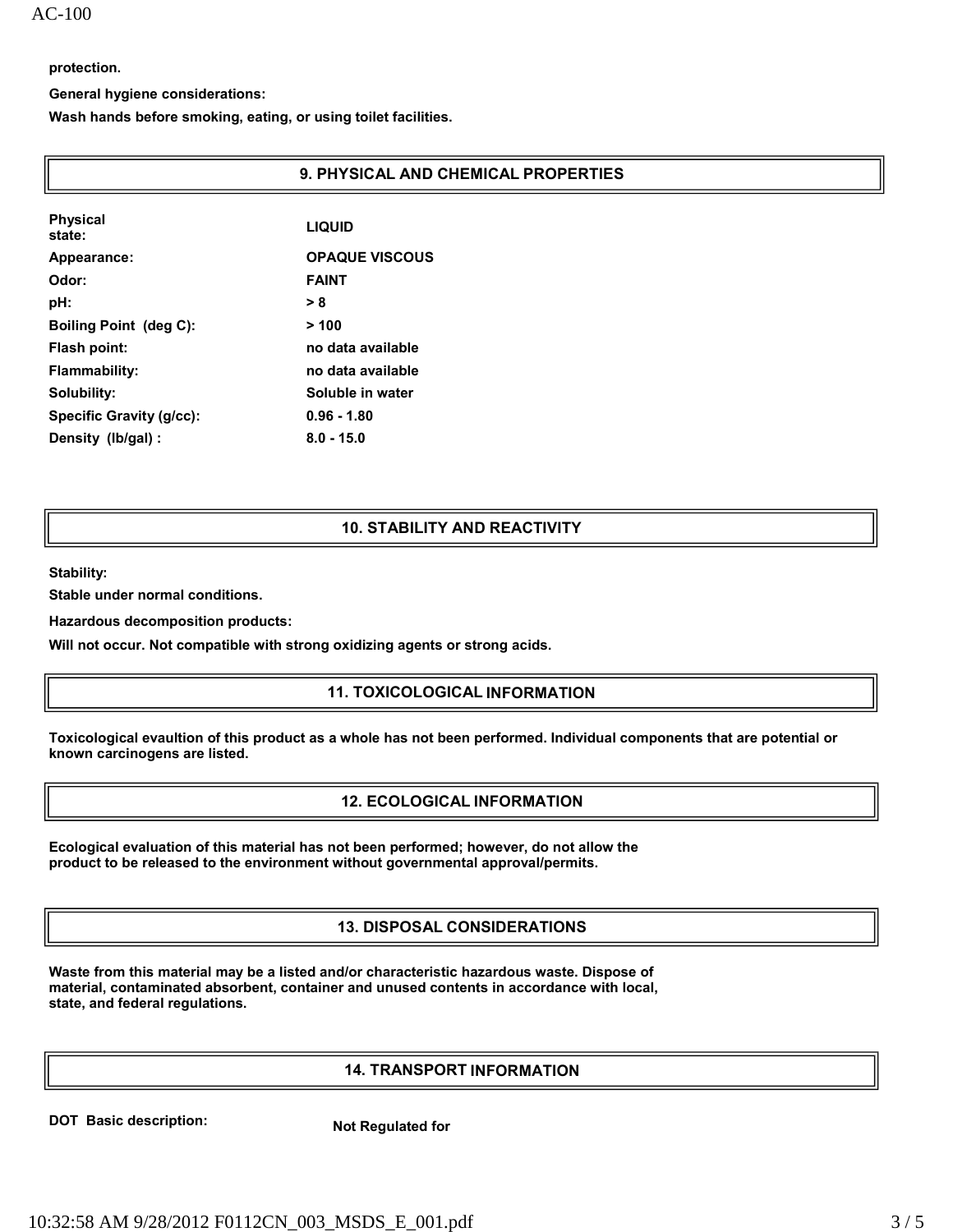**protection.**

**General hygiene considerations:**

**Wash hands before smoking, eating, or using toilet facilities.**

## 9. PHYSICAL AND CHEMICAL PROPERTIES

| | |
|---|---|
| **Physical state:** | **LIQUID** |
| **Appearance:** | **OPAQUE VISCOUS** |
| **Odor:** | **FAINT** |
| **pH:** | **> 8** |
| **Boiling Point (deg C):** | **> 100** |
| **Flash point:** | **no data available** |
| **Flammability:** | **no data available** |
| **Solubility:** | **Soluble in water** |
| **Specific Gravity (g/cc):** | **0.96 - 1.80** |
| **Density (lb/gal) :** | **8.0 - 15.0** |

## 10. STABILITY AND REACTIVITY

**Stability:**

**Stable under normal conditions.**

**Hazardous decomposition products:**

**Will not occur. Not compatible with strong oxidizing agents or strong acids.**

## 11. TOXICOLOGICAL INFORMATION

**Toxicological evaultion of this product as a whole has not been performed. Individual components that are potential or known carcinogens are listed.**

## 12. ECOLOGICAL INFORMATION

**Ecological evaluation of this material has not been performed; however, do not allow the product to be released to the environment without governmental approval/permits.**

## 13. DISPOSAL CONSIDERATIONS

**Waste from this material may be a listed and/or characteristic hazardous waste. Dispose of material, contaminated absorbent, container and unused contents in accordance with local, state, and federal regulations.**

## 14. TRANSPORT INFORMATION

**DOT Basic description:** **Not Regulated for**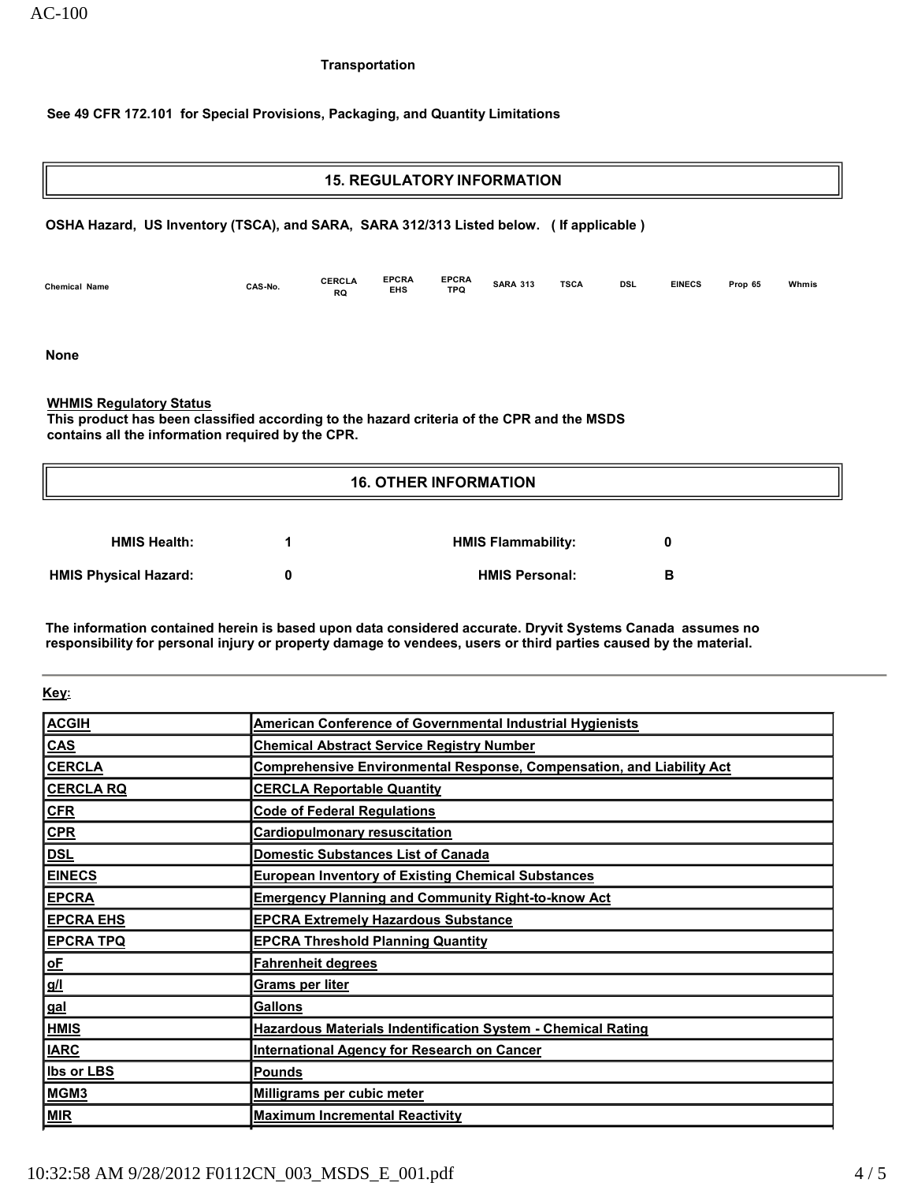**Transportation**

**See 49 CFR 172.101 for Special Provisions, Packaging, and Quantity Limitations**

## 15. REGULATORY INFORMATION

**OSHA Hazard, US Inventory (TSCA), and SARA, SARA 312/313 Listed below. ( If applicable )**

| Chemical Name | CAS-No. | CERCLA RQ | EPCRA EHS | EPCRA TPQ | SARA 313 | TSCA | DSL | EINECS | Prop 65 | Whmis |
|---|---|---|---|---|---|---|---|---|---|---|

**None**

**WHMIS Regulatory Status**
**This product has been classified according to the hazard criteria of the CPR and the MSDS contains all the information required by the CPR.**

## 16. OTHER INFORMATION

| | | | |
|---|---|---|---|
| **HMIS Health:** | **1** | **HMIS Flammability:** | **0** |
| **HMIS Physical Hazard:** | **0** | **HMIS Personal:** | **B** |

**The information contained herein is based upon data considered accurate. Dryvit Systems Canada assumes no responsibility for personal injury or property damage to vendees, users or third parties caused by the material.**

**Key:**

| | |
|---|---|
| ACGIH | American Conference of Governmental Industrial Hygienists |
| CAS | Chemical Abstract Service Registry Number |
| CERCLA | Comprehensive Environmental Response, Compensation, and Liability Act |
| CERCLA RQ | CERCLA Reportable Quantity |
| CFR | Code of Federal Regulations |
| CPR | Cardiopulmonary resuscitation |
| DSL | Domestic Substances List of Canada |
| EINECS | European Inventory of Existing Chemical Substances |
| EPCRA | Emergency Planning and Community Right-to-know Act |
| EPCRA EHS | EPCRA Extremely Hazardous Substance |
| EPCRA TPQ | EPCRA Threshold Planning Quantity |
| oF | Fahrenheit degrees |
| g/l | Grams per liter |
| gal | Gallons |
| HMIS | Hazardous Materials Indentification System - Chemical Rating |
| IARC | International Agency for Research on Cancer |
| lbs or LBS | Pounds |
| MGM3 | Milligrams per cubic meter |
| MIR | Maximum Incremental Reactivity |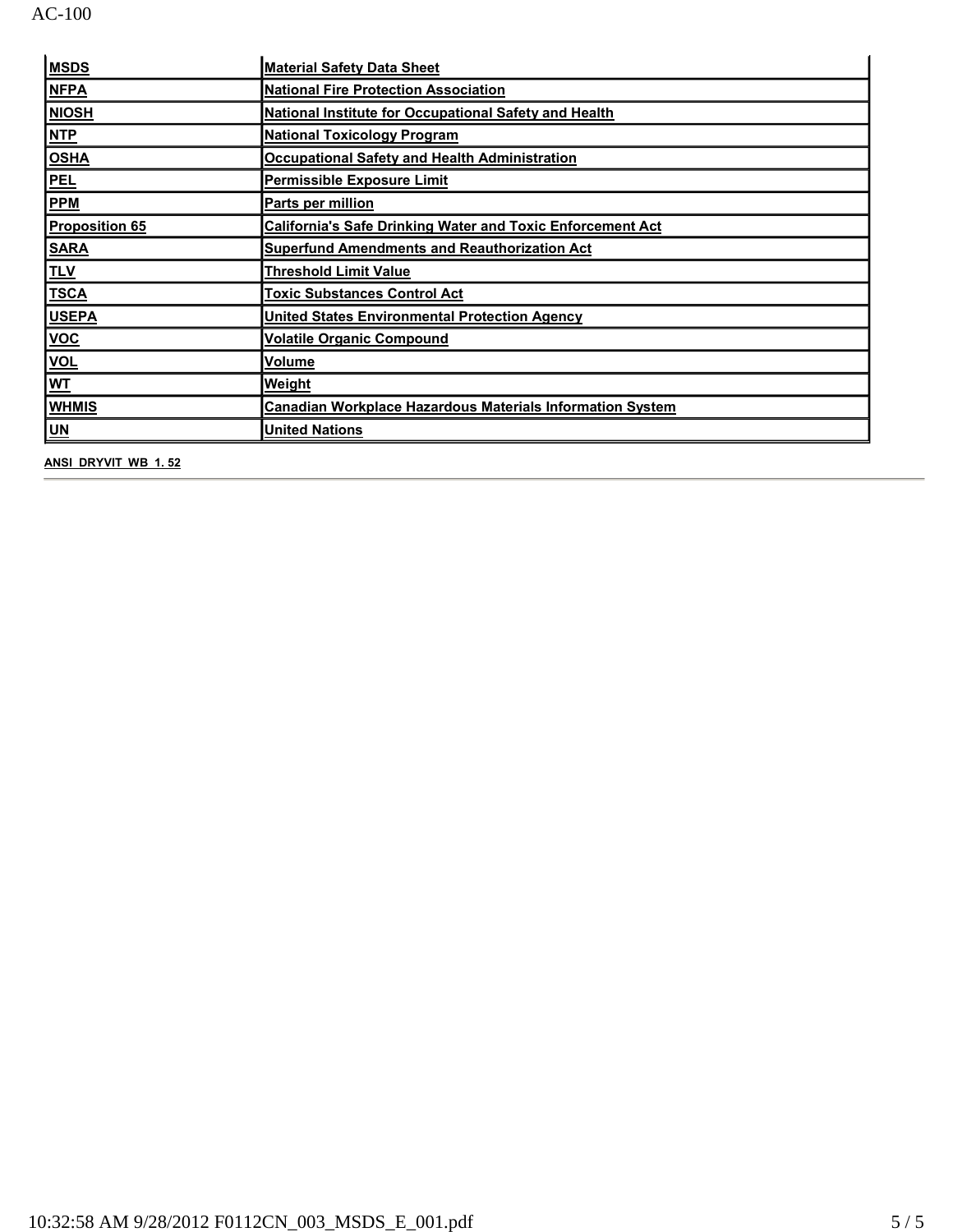| | |
|---|---|
| MSDS | Material Safety Data Sheet |
| NFPA | National Fire Protection Association |
| NIOSH | National Institute for Occupational Safety and Health |
| NTP | National Toxicology Program |
| OSHA | Occupational Safety and Health Administration |
| PEL | Permissible Exposure Limit |
| PPM | Parts per million |
| Proposition 65 | California's Safe Drinking Water and Toxic Enforcement Act |
| SARA | Superfund Amendments and Reauthorization Act |
| TLV | Threshold Limit Value |
| TSCA | Toxic Substances Control Act |
| USEPA | United States Environmental Protection Agency |
| VOC | Volatile Organic Compound |
| VOL | Volume |
| WT | Weight |
| WHMIS | Canadian Workplace Hazardous Materials Information System |
| UN | United Nations |

ANSI_DRYVIT_WB_1. 52